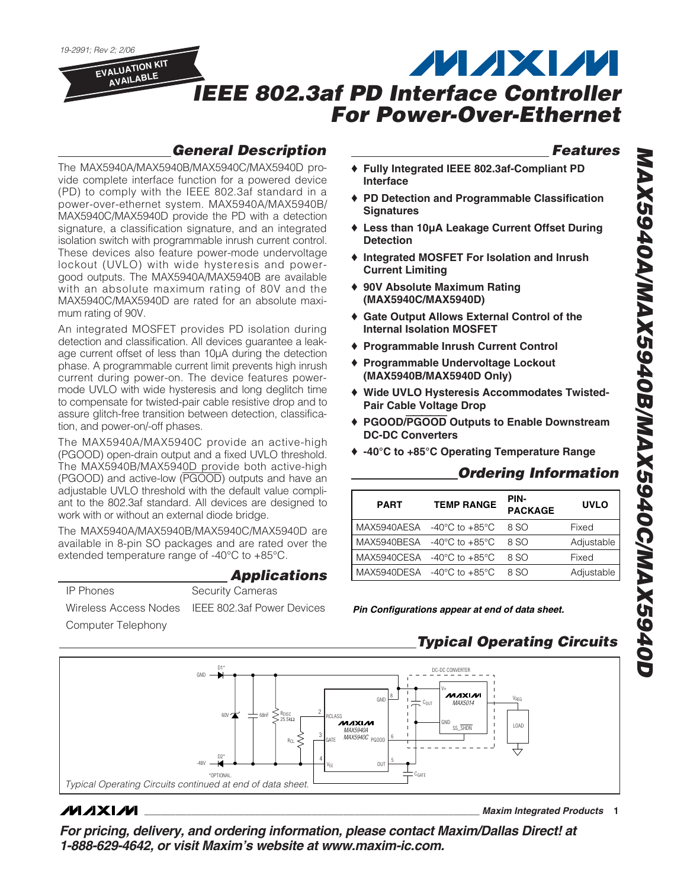19-2991; Rev 2; 2/06

EVALUATION KIT AVAILABLE

# IEEE 802.3af PD Interface Controller For Power-Over-Ethernet

## General Description

The MAX5940A/MAX5940B/MAX5940C/MAX5940D provide complete interface function for a powered device (PD) to comply with the IEEE 802.3af standard in a power-over-ethernet system. MAX5940A/MAX5940B/MAX5940C/MAX5940D provide the PD with a detection signature, a classification signature, and an integrated isolation switch with programmable inrush current control. These devices also feature power-mode undervoltage lockout (UVLO) with wide hysteresis and power-good outputs. The MAX5940A/MAX5940B are available with an absolute maximum rating of 80V and the MAX5940C/MAX5940D are rated for an absolute maximum rating of 90V.

An integrated MOSFET provides PD isolation during detection and classification. All devices guarantee a leakage current offset of less than 10µA during the detection phase. A programmable current limit prevents high inrush current during power-on. The device features power-mode UVLO with wide hysteresis and long deglitch time to compensate for twisted-pair cable resistive drop and to assure glitch-free transition between detection, classification, and power-on/-off phases.

The MAX5940A/MAX5940C provide an active-high (PGOOD) open-drain output and a fixed UVLO threshold. The MAX5940B/MAX5940D provide both active-high (PGOOD) and active-low ($\overline{PGOOD}$) outputs and have an adjustable UVLO threshold with the default value compliant to the 802.3af standard. All devices are designed to work with or without an external diode bridge.

The MAX5940A/MAX5940B/MAX5940C/MAX5940D are available in 8-pin SO packages and are rated over the extended temperature range of -40°C to +85°C.

## Applications

- IP Phones
- Wireless Access Nodes
- Computer Telephony
- Security Cameras
- IEEE 802.3af Power Devices

## Features

- ♦ Fully Integrated IEEE 802.3af-Compliant PD Interface
- ♦ PD Detection and Programmable Classification Signatures
- ♦ Less than 10µA Leakage Current Offset During Detection
- ♦ Integrated MOSFET For Isolation and Inrush Current Limiting
- ♦ 90V Absolute Maximum Rating (MAX5940C/MAX5940D)
- ♦ Gate Output Allows External Control of the Internal Isolation MOSFET
- ♦ Programmable Inrush Current Control
- ♦ Programmable Undervoltage Lockout (MAX5940B/MAX5940D Only)
- ♦ Wide UVLO Hysteresis Accommodates Twisted-Pair Cable Voltage Drop
- ♦ PGOOD/$\overline{PGOOD}$ Outputs to Enable Downstream DC-DC Converters
- ♦ -40°C to +85°C Operating Temperature Range

## Ordering Information

| PART | TEMP RANGE | PIN-PACKAGE | UVLO |
|---|---|---|---|
| MAX5940AESA | -40°C to +85°C | 8 SO | Fixed |
| MAX5940BESA | -40°C to +85°C | 8 SO | Adjustable |
| MAX5940CESA | -40°C to +85°C | 8 SO | Fixed |
| MAX5940DESA | -40°C to +85°C | 8 SO | Adjustable |

***Pin Configurations appear at end of data sheet.***

## Typical Operating Circuits

*Typical Operating Circuits continued at end of data sheet.*

**For pricing, delivery, and ordering information, please contact Maxim/Dallas Direct! at 1-888-629-4642, or visit Maxim's website at www.maxim-ic.com.**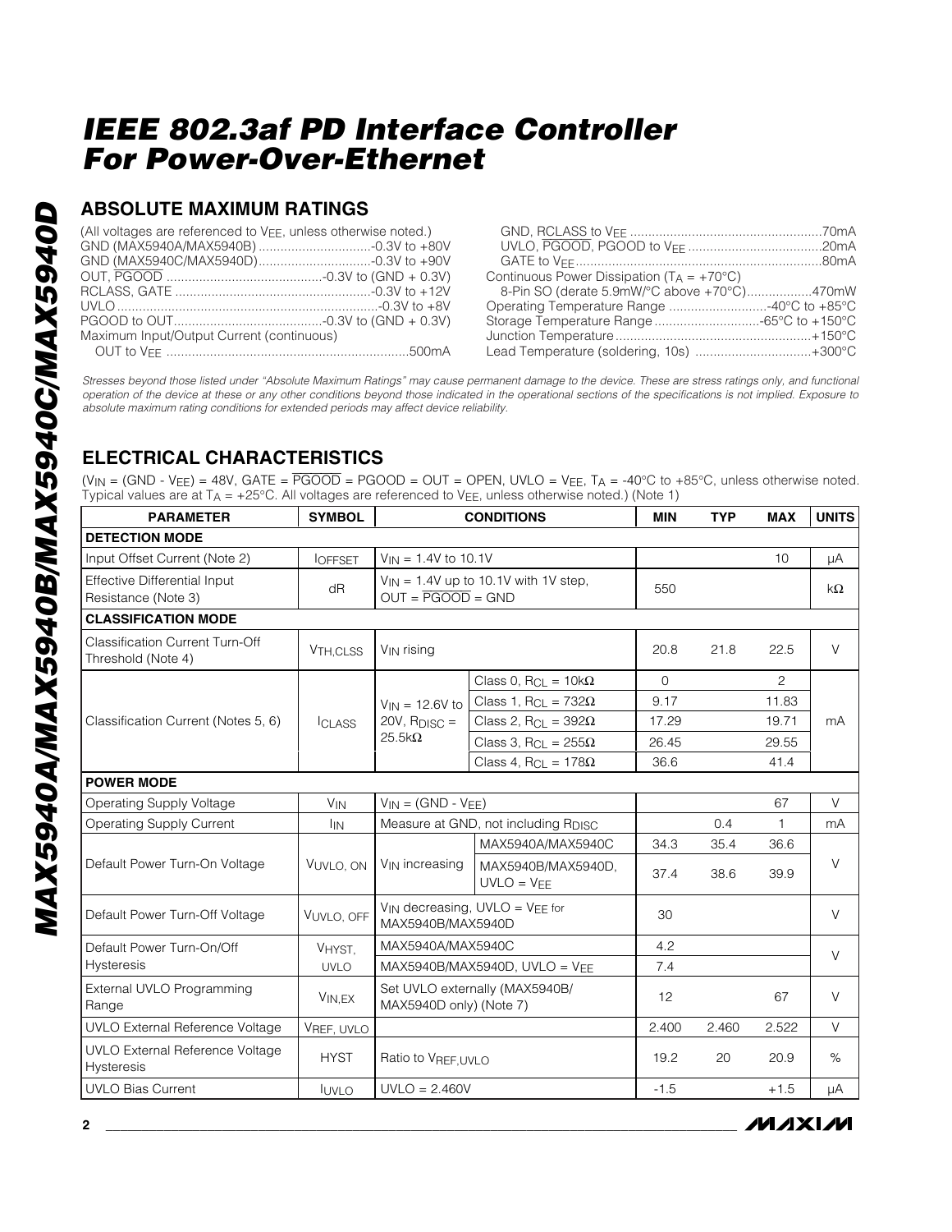# IEEE 802.3af PD Interface Controller For Power-Over-Ethernet

## ABSOLUTE MAXIMUM RATINGS

(All voltages are referenced to $V_{EE}$, unless otherwise noted.)

GND (MAX5940A/MAX5940B) ...............................-0.3V to +80V
GND (MAX5940C/MAX5940D)...............................-0.3V to +90V
OUT, $\overline{PGOOD}$ ...........................................-0.3V to (GND + 0.3V)
RCLASS, GATE ......................................................-0.3V to +12V
UVLO ........................................................................-0.3V to +8V
PGOOD to OUT.........................................-0.3V to (GND + 0.3V)
Maximum Input/Output Current (continuous)
OUT to $V_{EE}$ ..................................................................500mA
GND, RCLASS to $V_{EE}$ ....................................................70mA
UVLO, $\overline{PGOOD}$, PGOOD to $V_{EE}$ .....................................20mA
GATE to $V_{EE}$ ...................................................................80mA
Continuous Power Dissipation ($T_A$ = +70°C)
8-Pin SO (derate 5.9mW/°C above +70°C)..................470mW
Operating Temperature Range ...........................-40°C to +85°C
Storage Temperature Range .............................-65°C to +150°C
Junction Temperature......................................................+150°C
Lead Temperature (soldering, 10s) ................................+300°C

*Stresses beyond those listed under "Absolute Maximum Ratings" may cause permanent damage to the device. These are stress ratings only, and functional operation of the device at these or any other conditions beyond those indicated in the operational sections of the specifications is not implied. Exposure to absolute maximum rating conditions for extended periods may affect device reliability.*

## ELECTRICAL CHARACTERISTICS

($V_{IN}$ = (GND - $V_{EE}$) = 48V, GATE = $\overline{PGOOD}$ = PGOOD = OUT = OPEN, UVLO = $V_{EE}$, $T_A$ = -40°C to +85°C, unless otherwise noted. Typical values are at $T_A$ = +25°C. All voltages are referenced to $V_{EE}$, unless otherwise noted.) (Note 1)

| PARAMETER | SYMBOL | CONDITIONS | | MIN | TYP | MAX | UNITS |
|---|---|---|---|---|---|---|---|
| **DETECTION MODE** | | | | | | | |
| Input Offset Current (Note 2) | $I_{OFFSET}$ | $V_{IN}$ = 1.4V to 10.1V | | | | 10 | µA |
| Effective Differential Input Resistance (Note 3) | dR | $V_{IN}$ = 1.4V up to 10.1V with 1V step, OUT = $\overline{PGOOD}$ = GND | | 550 | | | kΩ |
| **CLASSIFICATION MODE** | | | | | | | |
| Classification Current Turn-Off Threshold (Note 4) | $V_{TH,CLSS}$ | $V_{IN}$ rising | | 20.8 | 21.8 | 22.5 | V |
| Classification Current (Notes 5, 6) | $I_{CLASS}$ | $V_{IN}$ = 12.6V to 20V, $R_{DISC}$ = 25.5kΩ | Class 0, $R_{CL}$ = 10kΩ | 0 | | 2 | mA |
| | | | Class 1, $R_{CL}$ = 732Ω | 9.17 | | 11.83 | |
| | | | Class 2, $R_{CL}$ = 392Ω | 17.29 | | 19.71 | |
| | | | Class 3, $R_{CL}$ = 255Ω | 26.45 | | 29.55 | |
| | | | Class 4, $R_{CL}$ = 178Ω | 36.6 | | 41.4 | |
| **POWER MODE** | | | | | | | |
| Operating Supply Voltage | $V_{IN}$ | $V_{IN}$ = (GND - $V_{EE}$) | | | | 67 | V |
| Operating Supply Current | $I_{IN}$ | Measure at GND, not including $R_{DISC}$ | | | 0.4 | 1 | mA |
| Default Power Turn-On Voltage | $V_{UVLO, ON}$ | $V_{IN}$ increasing | MAX5940A/MAX5940C | 34.3 | 35.4 | 36.6 | V |
| | | | MAX5940B/MAX5940D, UVLO = $V_{EE}$ | 37.4 | 38.6 | 39.9 | |
| Default Power Turn-Off Voltage | $V_{UVLO, OFF}$ | $V_{IN}$ decreasing, UVLO = $V_{EE}$ for MAX5940B/MAX5940D | | 30 | | | V |
| Default Power Turn-On/Off Hysteresis | $V_{HYST, UVLO}$ | MAX5940A/MAX5940C | | 4.2 | | | V |
| | | MAX5940B/MAX5940D, UVLO = $V_{EE}$ | | 7.4 | | | |
| External UVLO Programming Range | $V_{IN,EX}$ | Set UVLO externally (MAX5940B/MAX5940D only) (Note 7) | | 12 | | 67 | V |
| UVLO External Reference Voltage | $V_{REF, UVLO}$ | | | 2.400 | 2.460 | 2.522 | V |
| UVLO External Reference Voltage Hysteresis | HYST | Ratio to $V_{REF,UVLO}$ | | 19.2 | 20 | 20.9 | % |
| UVLO Bias Current | $I_{UVLO}$ | UVLO = 2.460V | | -1.5 | | +1.5 | µA |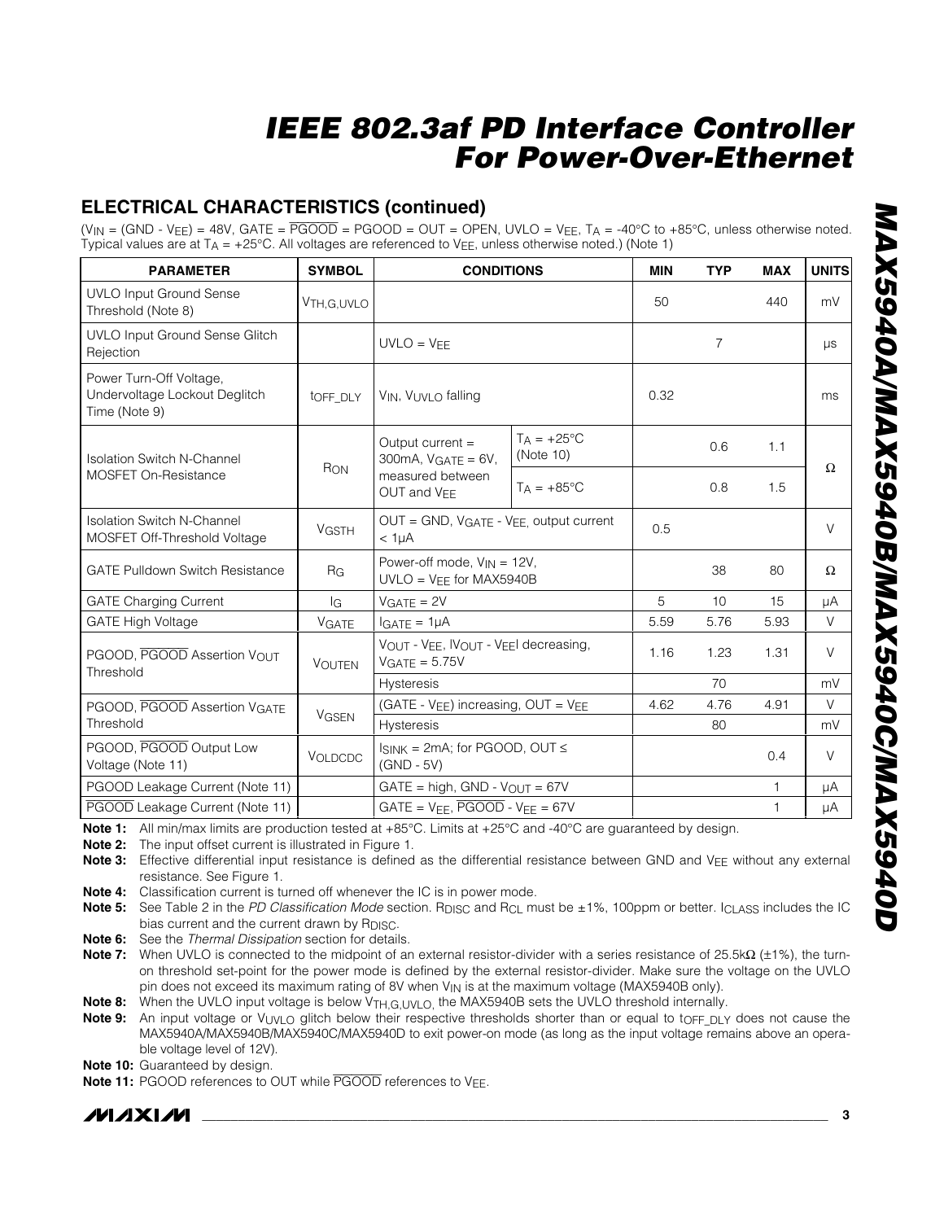## ELECTRICAL CHARACTERISTICS (continued)

($V_{IN}$ = (GND - $V_{EE}$) = 48V, GATE = $\overline{PGOOD}$ = PGOOD = OUT = OPEN, UVLO = $V_{EE}$, $T_A$ = -40°C to +85°C, unless otherwise noted. Typical values are at $T_A$ = +25°C. All voltages are referenced to $V_{EE}$, unless otherwise noted.) (Note 1)

| PARAMETER | SYMBOL | CONDITIONS | | MIN | TYP | MAX | UNITS |
|---|---|---|---|---|---|---|---|
| UVLO Input Ground Sense Threshold (Note 8) | $V_{TH,G,UVLO}$ | | | 50 | | 440 | mV |
| UVLO Input Ground Sense Glitch Rejection | | UVLO = $V_{EE}$ | | | 7 | | µs |
| Power Turn-Off Voltage, Undervoltage Lockout Deglitch Time (Note 9) | $t_{OFF\_DLY}$ | $V_{IN}$, $V_{UVLO}$ falling | | 0.32 | | | ms |
| Isolation Switch N-Channel MOSFET On-Resistance | $R_{ON}$ | Output current = 300mA, $V_{GATE}$ = 6V, measured between OUT and $V_{EE}$ | $T_A$ = +25°C (Note 10) | | 0.6 | 1.1 | Ω |
| | | | $T_A$ = +85°C | | 0.8 | 1.5 | |
| Isolation Switch N-Channel MOSFET Off-Threshold Voltage | $V_{GSTH}$ | OUT = GND, $V_{GATE}$ - $V_{EE}$, output current < 1µA | | 0.5 | | | V |
| GATE Pulldown Switch Resistance | $R_G$ | Power-off mode, $V_{IN}$ = 12V, UVLO = $V_{EE}$ for MAX5940B | | | 38 | 80 | Ω |
| GATE Charging Current | $I_G$ | $V_{GATE}$ = 2V | | 5 | 10 | 15 | µA |
| GATE High Voltage | $V_{GATE}$ | $I_{GATE}$ = 1µA | | 5.59 | 5.76 | 5.93 | V |
| PGOOD, $\overline{PGOOD}$ Assertion $V_{OUT}$ Threshold | $V_{OUTEN}$ | $V_{OUT}$ - $V_{EE}$, \|$V_{OUT}$ - $V_{EE}$\| decreasing, $V_{GATE}$ = 5.75V | | 1.16 | 1.23 | 1.31 | V |
| | | Hysteresis | | | 70 | | mV |
| PGOOD, $\overline{PGOOD}$ Assertion $V_{GATE}$ Threshold | $V_{GSEN}$ | (GATE - $V_{EE}$) increasing, OUT = $V_{EE}$ | | 4.62 | 4.76 | 4.91 | V |
| | | Hysteresis | | | 80 | | mV |
| PGOOD, $\overline{PGOOD}$ Output Low Voltage (Note 11) | $V_{OLDCDC}$ | $I_{SINK}$ = 2mA; for PGOOD, OUT ≤ (GND - 5V) | | | | 0.4 | V |
| PGOOD Leakage Current (Note 11) | | GATE = high, GND - $V_{OUT}$ = 67V | | | | 1 | µA |
| $\overline{PGOOD}$ Leakage Current (Note 11) | | GATE = $V_{EE}$, $\overline{PGOOD}$ - $V_{EE}$ = 67V | | | | 1 | µA |

**Note 1:** All min/max limits are production tested at +85°C. Limits at +25°C and -40°C are guaranteed by design.

**Note 2:** The input offset current is illustrated in Figure 1.

**Note 3:** Effective differential input resistance is defined as the differential resistance between GND and $V_{EE}$ without any external resistance. See Figure 1.

**Note 4:** Classification current is turned off whenever the IC is in power mode.

**Note 5:** See Table 2 in the *PD Classification Mode* section. $R_{DISC}$ and $R_{CL}$ must be ±1%, 100ppm or better. $I_{CLASS}$ includes the IC bias current and the current drawn by $R_{DISC}$.

**Note 6:** See the *Thermal Dissipation* section for details.

**Note 7:** When UVLO is connected to the midpoint of an external resistor-divider with a series resistance of 25.5kΩ (±1%), the turn-on threshold set-point for the power mode is defined by the external resistor-divider. Make sure the voltage on the UVLO pin does not exceed its maximum rating of 8V when $V_{IN}$ is at the maximum voltage (MAX5940B only).

**Note 8:** When the UVLO input voltage is below $V_{TH,G,UVLO}$, the MAX5940B sets the UVLO threshold internally.

**Note 9:** An input voltage or $V_{UVLO}$ glitch below their respective thresholds shorter than or equal to $t_{OFF\_DLY}$ does not cause the MAX5940A/MAX5940B/MAX5940C/MAX5940D to exit power-on mode (as long as the input voltage remains above an operable voltage level of 12V).

**Note 10:** Guaranteed by design.

**Note 11:** PGOOD references to OUT while $\overline{PGOOD}$ references to $V_{EE}$.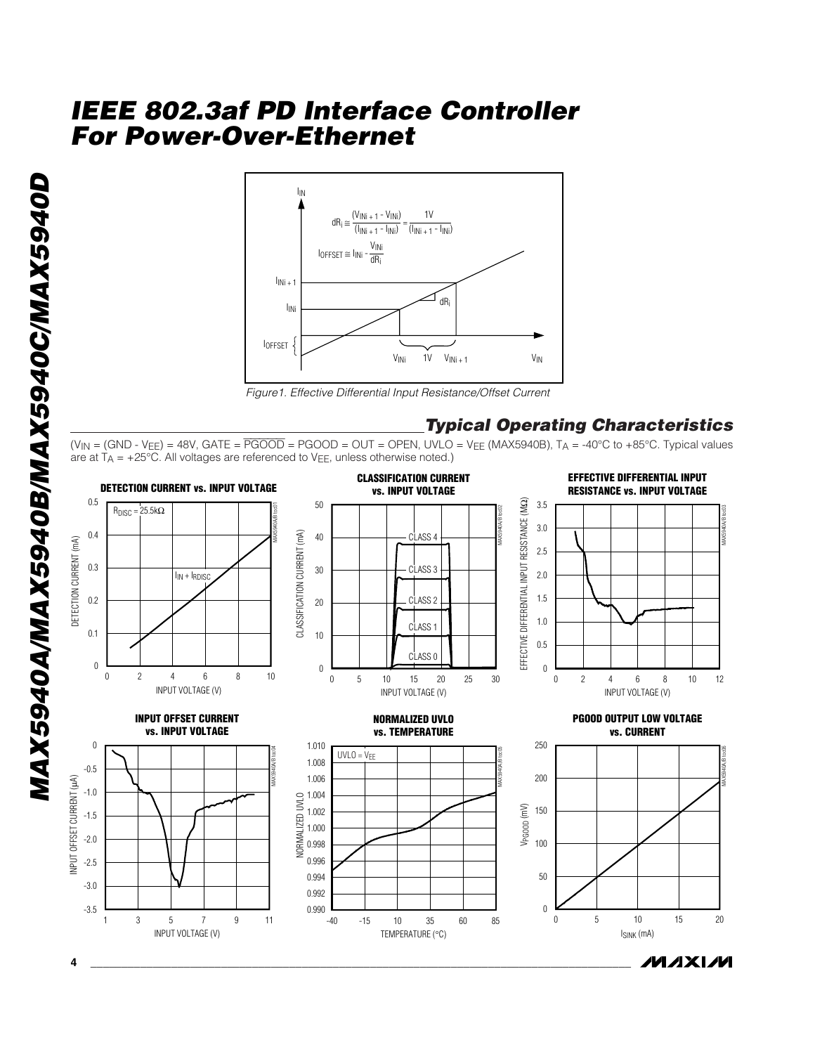# IEEE 802.3af PD Interface Controller For Power-Over-Ethernet

$$dR_i \cong \frac{(V_{INi+1} - V_{INi})}{(I_{INi+1} - I_{INi})} = \frac{1V}{(I_{INi+1} - I_{INi})}$$

$$I_{OFFSET} \cong I_{INi} - \frac{V_{INi}}{dR_i}$$

*Figure1. Effective Differential Input Resistance/Offset Current*

## Typical Operating Characteristics

($V_{IN}$ = (GND - $V_{EE}$) = 48V, GATE = $\overline{PGOOD}$ = PGOOD = OUT = OPEN, UVLO = $V_{EE}$ (MAX5940B), $T_A$ = -40°C to +85°C. Typical values are at $T_A$ = +25°C. All voltages are referenced to $V_{EE}$, unless otherwise noted.)

**DETECTION CURRENT vs. INPUT VOLTAGE**

**CLASSIFICATION CURRENT vs. INPUT VOLTAGE**

**EFFECTIVE DIFFERENTIAL INPUT RESISTANCE vs. INPUT VOLTAGE**

**INPUT OFFSET CURRENT vs. INPUT VOLTAGE**

**NORMALIZED UVLO vs. TEMPERATURE**

**PGOOD OUTPUT LOW VOLTAGE vs. CURRENT**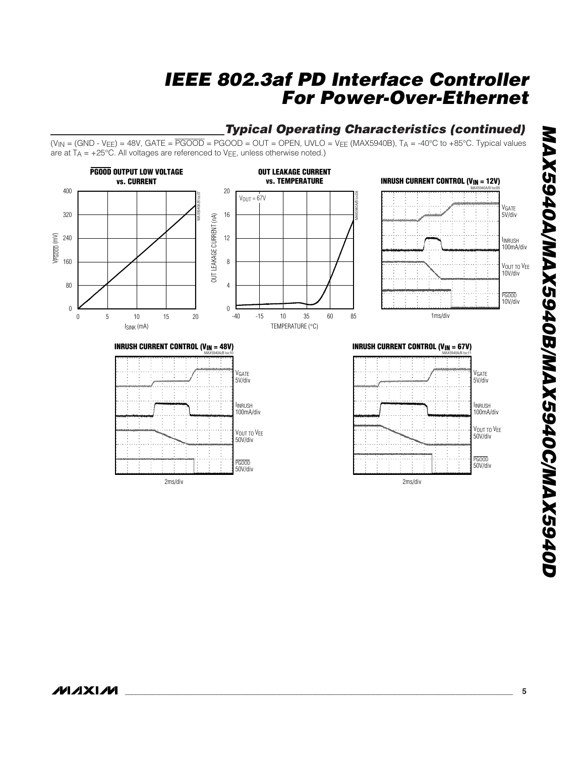## Typical Operating Characteristics (continued)

($V_{IN}$ = (GND - $V_{EE}$) = 48V, GATE = $\overline{PGOOD}$ = PGOOD = OUT = OPEN, UVLO = $V_{EE}$ (MAX5940B), $T_A$ = -40°C to +85°C. Typical values are at $T_A$ = +25°C. All voltages are referenced to $V_{EE}$, unless otherwise noted.)

**$\overline{PGOOD}$ OUTPUT LOW VOLTAGE vs. CURRENT**

**OUT LEAKAGE CURRENT vs. TEMPERATURE**

**INRUSH CURRENT CONTROL ($V_{IN}$ = 12V)**

**INRUSH CURRENT CONTROL ($V_{IN}$ = 48V)**

**INRUSH CURRENT CONTROL ($V_{IN}$ = 67V)**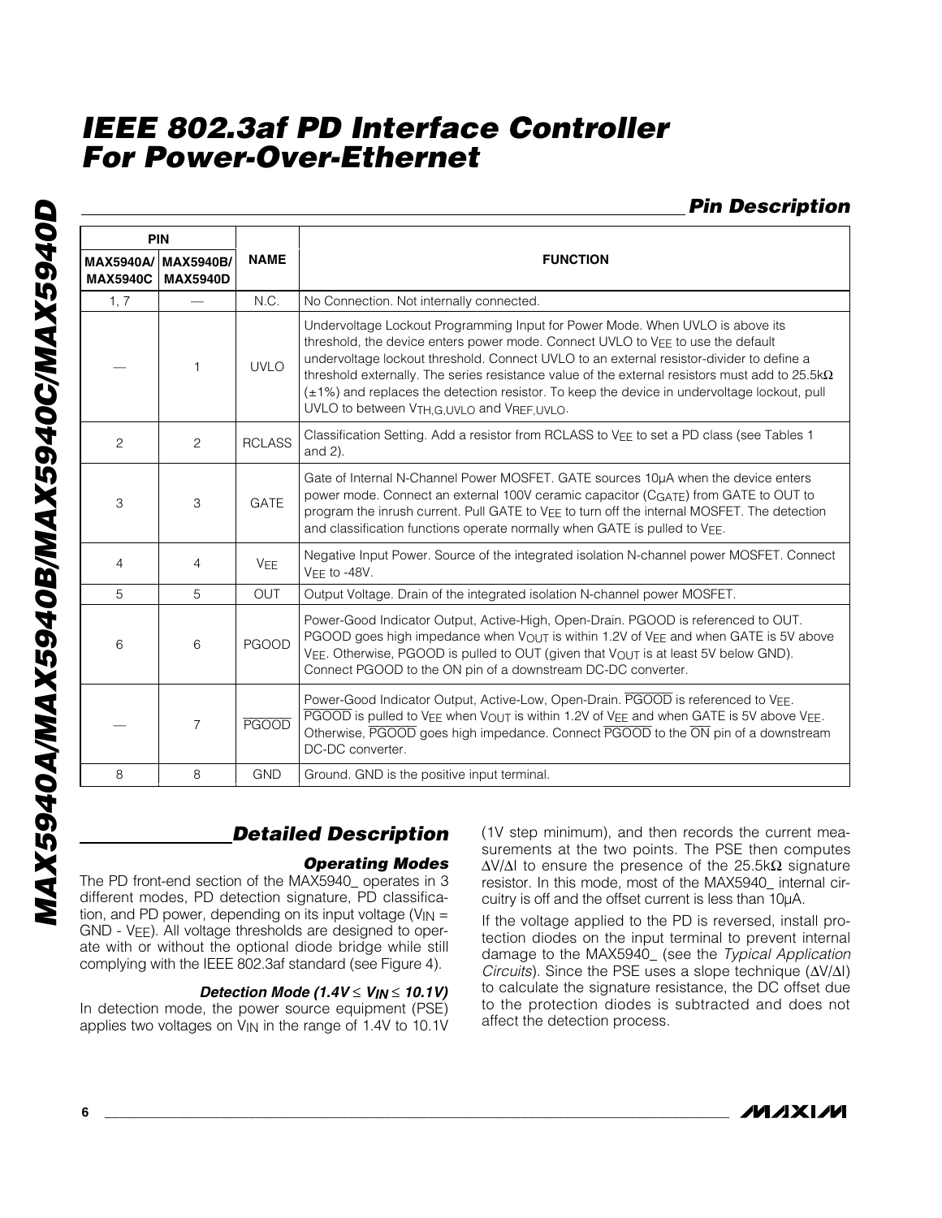## Pin Description

| PIN | | NAME | FUNCTION |
|---|---|---|---|
| MAX5940A/ MAX5940C | MAX5940B/ MAX5940D | | |
| 1, 7 | — | N.C. | No Connection. Not internally connected. |
| — | 1 | UVLO | Undervoltage Lockout Programming Input for Power Mode. When UVLO is above its threshold, the device enters power mode. Connect UVLO to $V_{EE}$ to use the default undervoltage lockout threshold. Connect UVLO to an external resistor-divider to define a threshold externally. The series resistance value of the external resistors must add to 25.5kΩ (±1%) and replaces the detection resistor. To keep the device in undervoltage lockout, pull UVLO to between $V_{TH,G,UVLO}$ and $V_{REF,UVLO}$. |
| 2 | 2 | RCLASS | Classification Setting. Add a resistor from RCLASS to $V_{EE}$ to set a PD class (see Tables 1 and 2). |
| 3 | 3 | GATE | Gate of Internal N-Channel Power MOSFET. GATE sources 10µA when the device enters power mode. Connect an external 100V ceramic capacitor ($C_{GATE}$) from GATE to OUT to program the inrush current. Pull GATE to $V_{EE}$ to turn off the internal MOSFET. The detection and classification functions operate normally when GATE is pulled to $V_{EE}$. |
| 4 | 4 | $V_{EE}$ | Negative Input Power. Source of the integrated isolation N-channel power MOSFET. Connect $V_{EE}$ to -48V. |
| 5 | 5 | OUT | Output Voltage. Drain of the integrated isolation N-channel power MOSFET. |
| 6 | 6 | PGOOD | Power-Good Indicator Output, Active-High, Open-Drain. PGOOD is referenced to OUT. PGOOD goes high impedance when $V_{OUT}$ is within 1.2V of $V_{EE}$ and when GATE is 5V above $V_{EE}$. Otherwise, PGOOD is pulled to OUT (given that $V_{OUT}$ is at least 5V below GND). Connect PGOOD to the ON pin of a downstream DC-DC converter. |
| — | 7 | $\overline{PGOOD}$ | Power-Good Indicator Output, Active-Low, Open-Drain. $\overline{PGOOD}$ is referenced to $V_{EE}$. $\overline{PGOOD}$ is pulled to $V_{EE}$ when $V_{OUT}$ is within 1.2V of $V_{EE}$ and when GATE is 5V above $V_{EE}$. Otherwise, $\overline{PGOOD}$ goes high impedance. Connect $\overline{PGOOD}$ to the $\overline{ON}$ pin of a downstream DC-DC converter. |
| 8 | 8 | GND | Ground. GND is the positive input terminal. |

## Detailed Description

### Operating Modes

The PD front-end section of the MAX5940_ operates in 3 different modes, PD detection signature, PD classification, and PD power, depending on its input voltage ($V_{IN}$ = GND - $V_{EE}$). All voltage thresholds are designed to operate with or without the optional diode bridge while still complying with the IEEE 802.3af standard (see Figure 4).

#### Detection Mode ($1.4V \leq V_{IN} \leq 10.1V$)

In detection mode, the power source equipment (PSE) applies two voltages on $V_{IN}$ in the range of 1.4V to 10.1V (1V step minimum), and then records the current measurements at the two points. The PSE then computes $\Delta V/\Delta I$ to ensure the presence of the 25.5kΩ signature resistor. In this mode, most of the MAX5940_ internal circuitry is off and the offset current is less than 10µA.

If the voltage applied to the PD is reversed, install protection diodes on the input terminal to prevent internal damage to the MAX5940_ (see the *Typical Application Circuits*). Since the PSE uses a slope technique ($\Delta V/\Delta I$) to calculate the signature resistance, the DC offset due to the protection diodes is subtracted and does not affect the detection process.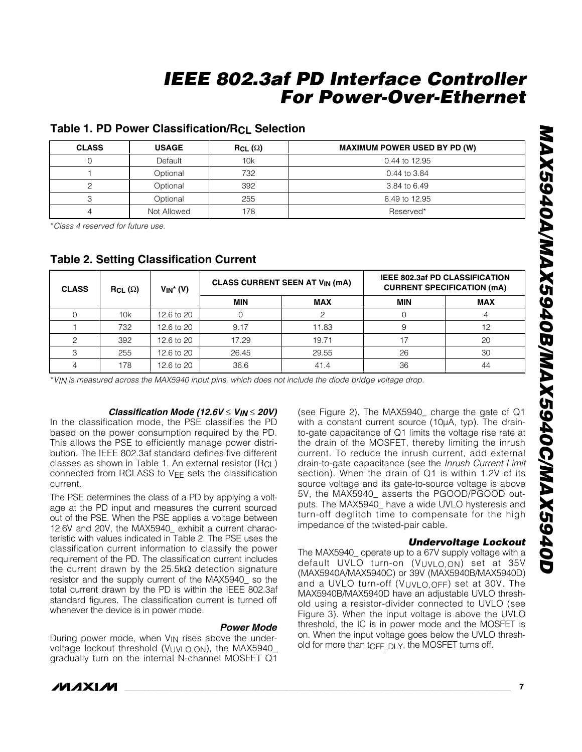### Table 1. PD Power Classification/$R_{CL}$ Selection

| CLASS | USAGE | $R_{CL}$ (Ω) | MAXIMUM POWER USED BY PD (W) |
|---|---|---|---|
| 0 | Default | 10k | 0.44 to 12.95 |
| 1 | Optional | 732 | 0.44 to 3.84 |
| 2 | Optional | 392 | 3.84 to 6.49 |
| 3 | Optional | 255 | 6.49 to 12.95 |
| 4 | Not Allowed | 178 | Reserved* |

*Class 4 reserved for future use.*

### Table 2. Setting Classification Current

| CLASS | $R_{CL}$ (Ω) | $V_{IN}$* (V) | CLASS CURRENT SEEN AT $V_{IN}$ (mA) | | IEEE 802.3af PD CLASSIFICATION CURRENT SPECIFICATION (mA) | |
|---|---|---|---|---|---|---|
| | | | MIN | MAX | MIN | MAX |
| 0 | 10k | 12.6 to 20 | 0 | 2 | 0 | 4 |
| 1 | 732 | 12.6 to 20 | 9.17 | 11.83 | 9 | 12 |
| 2 | 392 | 12.6 to 20 | 17.29 | 19.71 | 17 | 20 |
| 3 | 255 | 12.6 to 20 | 26.45 | 29.55 | 26 | 30 |
| 4 | 178 | 12.6 to 20 | 36.6 | 41.4 | 36 | 44 |

*$V_{IN}$ is measured across the MAX5940 input pins, which does not include the diode bridge voltage drop.*

#### Classification Mode ($12.6V \leq V_{IN} \leq 20V$)

In the classification mode, the PSE classifies the PD based on the power consumption required by the PD. This allows the PSE to efficiently manage power distribution. The IEEE 802.3af standard defines five different classes as shown in Table 1. An external resistor ($R_{CL}$) connected from RCLASS to $V_{EE}$ sets the classification current.

The PSE determines the class of a PD by applying a voltage at the PD input and measures the current sourced out of the PSE. When the PSE applies a voltage between 12.6V and 20V, the MAX5940_ exhibit a current characteristic with values indicated in Table 2. The PSE uses the classification current information to classify the power requirement of the PD. The classification current includes the current drawn by the 25.5kΩ detection signature resistor and the supply current of the MAX5940_ so the total current drawn by the PD is within the IEEE 802.3af standard figures. The classification current is turned off whenever the device is in power mode.

#### Power Mode

During power mode, when $V_{IN}$ rises above the undervoltage lockout threshold ($V_{UVLO,ON}$), the MAX5940_ gradually turn on the internal N-channel MOSFET Q1 (see Figure 2). The MAX5940_ charge the gate of Q1 with a constant current source (10µA, typ). The drain-to-gate capacitance of Q1 limits the voltage rise rate at the drain of the MOSFET, thereby limiting the inrush current. To reduce the inrush current, add external drain-to-gate capacitance (see the *Inrush Current Limit* section). When the drain of Q1 is within 1.2V of its source voltage and its gate-to-source voltage is above 5V, the MAX5940_ asserts the PGOOD/$\overline{PGOOD}$ outputs. The MAX5940_ have a wide UVLO hysteresis and turn-off deglitch time to compensate for the high impedance of the twisted-pair cable.

#### Undervoltage Lockout

The MAX5940_ operate up to a 67V supply voltage with a default UVLO turn-on ($V_{UVLO,ON}$) set at 35V (MAX5940A/MAX5940C) or 39V (MAX5940B/MAX5940D) and a UVLO turn-off ($V_{UVLO,OFF}$) set at 30V. The MAX5940B/MAX5940D have an adjustable UVLO threshold using a resistor-divider connected to UVLO (see Figure 3). When the input voltage is above the UVLO threshold, the IC is in power mode and the MOSFET is on. When the input voltage goes below the UVLO threshold for more than $t_{OFF\_DLY}$, the MOSFET turns off.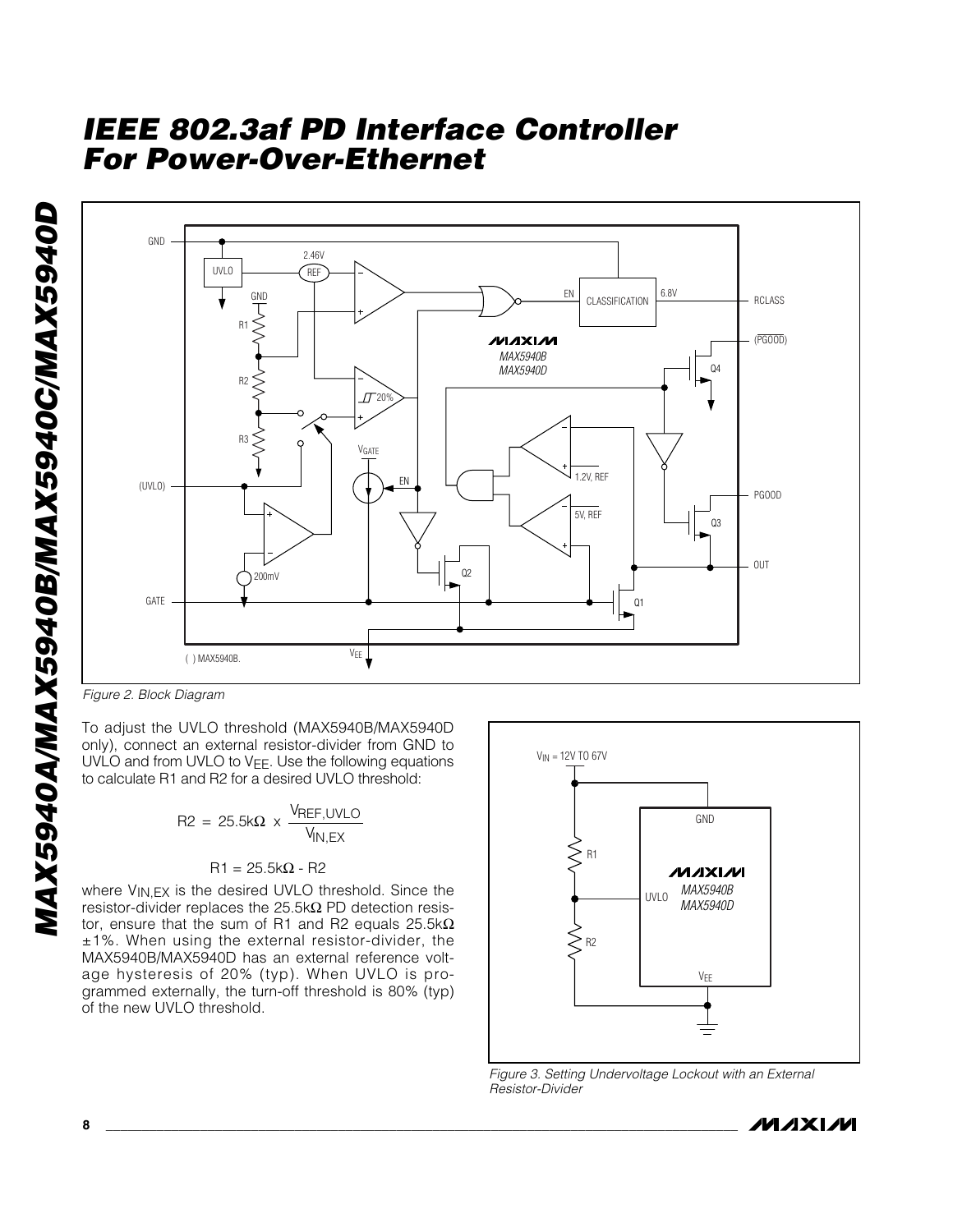Figure 2. Block Diagram

To adjust the UVLO threshold (MAX5940B/MAX5940D only), connect an external resistor-divider from GND to UVLO and from UVLO to $V_{EE}$. Use the following equations to calculate R1 and R2 for a desired UVLO threshold:

$$R2 = 25.5k\Omega \times \frac{V_{REF,UVLO}}{V_{IN,EX}}$$

$$R1 = 25.5k\Omega - R2$$

where $V_{IN,EX}$ is the desired UVLO threshold. Since the resistor-divider replaces the 25.5kΩ PD detection resistor, ensure that the sum of R1 and R2 equals 25.5kΩ ±1%. When using the external resistor-divider, the MAX5940B/MAX5940D has an external reference voltage hysteresis of 20% (typ). When UVLO is programmed externally, the turn-off threshold is 80% (typ) of the new UVLO threshold.

Figure 3. Setting Undervoltage Lockout with an External Resistor-Divider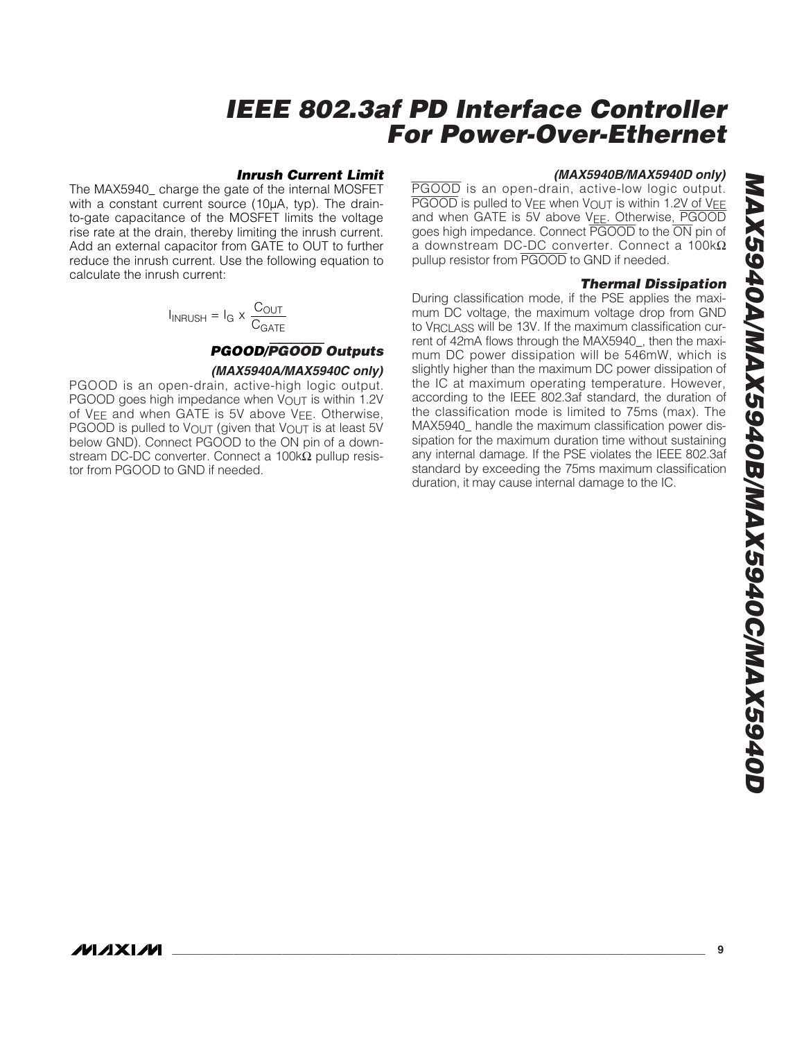### Inrush Current Limit

The MAX5940_ charge the gate of the internal MOSFET with a constant current source (10µA, typ). The drain-to-gate capacitance of the MOSFET limits the voltage rise rate at the drain, thereby limiting the inrush current. Add an external capacitor from GATE to OUT to further reduce the inrush current. Use the following equation to calculate the inrush current:

$$I_{INRUSH} = I_G \times \frac{C_{OUT}}{C_{GATE}}$$

### PGOOD/$\overline{PGOOD}$ Outputs

#### (MAX5940A/MAX5940C only)

PGOOD is an open-drain, active-high logic output. PGOOD goes high impedance when $V_{OUT}$ is within 1.2V of $V_{EE}$ and when GATE is 5V above $V_{EE}$. Otherwise, PGOOD is pulled to $V_{OUT}$ (given that $V_{OUT}$ is at least 5V below GND). Connect PGOOD to the ON pin of a downstream DC-DC converter. Connect a 100kΩ pullup resistor from PGOOD to GND if needed.

#### (MAX5940B/MAX5940D only)

$\overline{PGOOD}$ is an open-drain, active-low logic output. $\overline{PGOOD}$ is pulled to $V_{EE}$ when $V_{OUT}$ is within 1.2V of $V_{EE}$ and when GATE is 5V above $V_{EE}$. Otherwise, $\overline{PGOOD}$ goes high impedance. Connect $\overline{PGOOD}$ to the $\overline{ON}$ pin of a downstream DC-DC converter. Connect a 100kΩ pullup resistor from $\overline{PGOOD}$ to GND if needed.

### Thermal Dissipation

During classification mode, if the PSE applies the maximum DC voltage, the maximum voltage drop from GND to $V_{RCLASS}$ will be 13V. If the maximum classification current of 42mA flows through the MAX5940_, then the maximum DC power dissipation will be 546mW, which is slightly higher than the maximum DC power dissipation of the IC at maximum operating temperature. However, according to the IEEE 802.3af standard, the duration of the classification mode is limited to 75ms (max). The MAX5940_ handle the maximum classification power dissipation for the maximum duration time without sustaining any internal damage. If the PSE violates the IEEE 802.3af standard by exceeding the 75ms maximum classification duration, it may cause internal damage to the IC.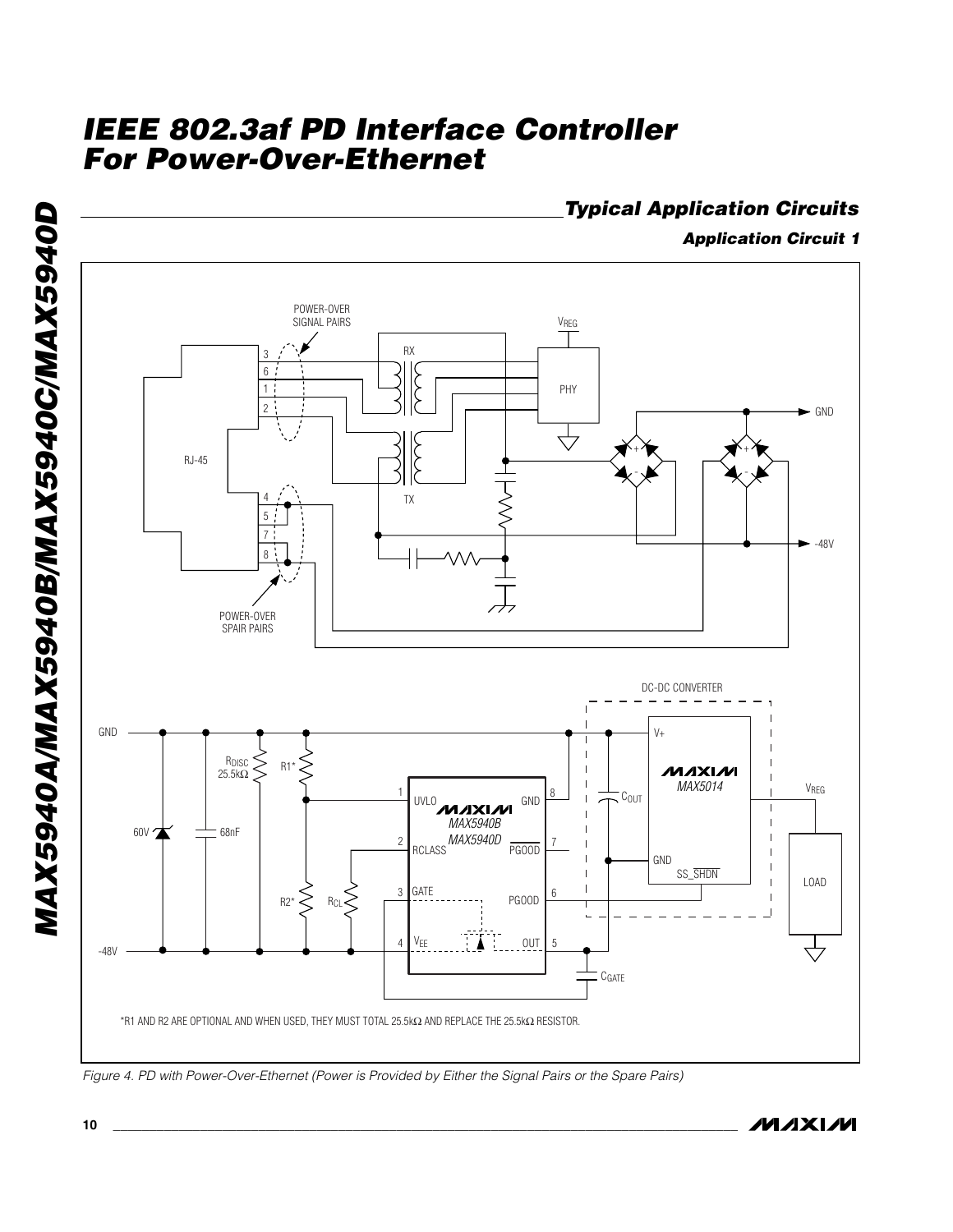## Typical Application Circuits

### Application Circuit 1

*R1 AND R2 ARE OPTIONAL AND WHEN USED, THEY MUST TOTAL 25.5kΩ AND REPLACE THE 25.5kΩ RESISTOR.

*Figure 4. PD with Power-Over-Ethernet (Power is Provided by Either the Signal Pairs or the Spare Pairs)*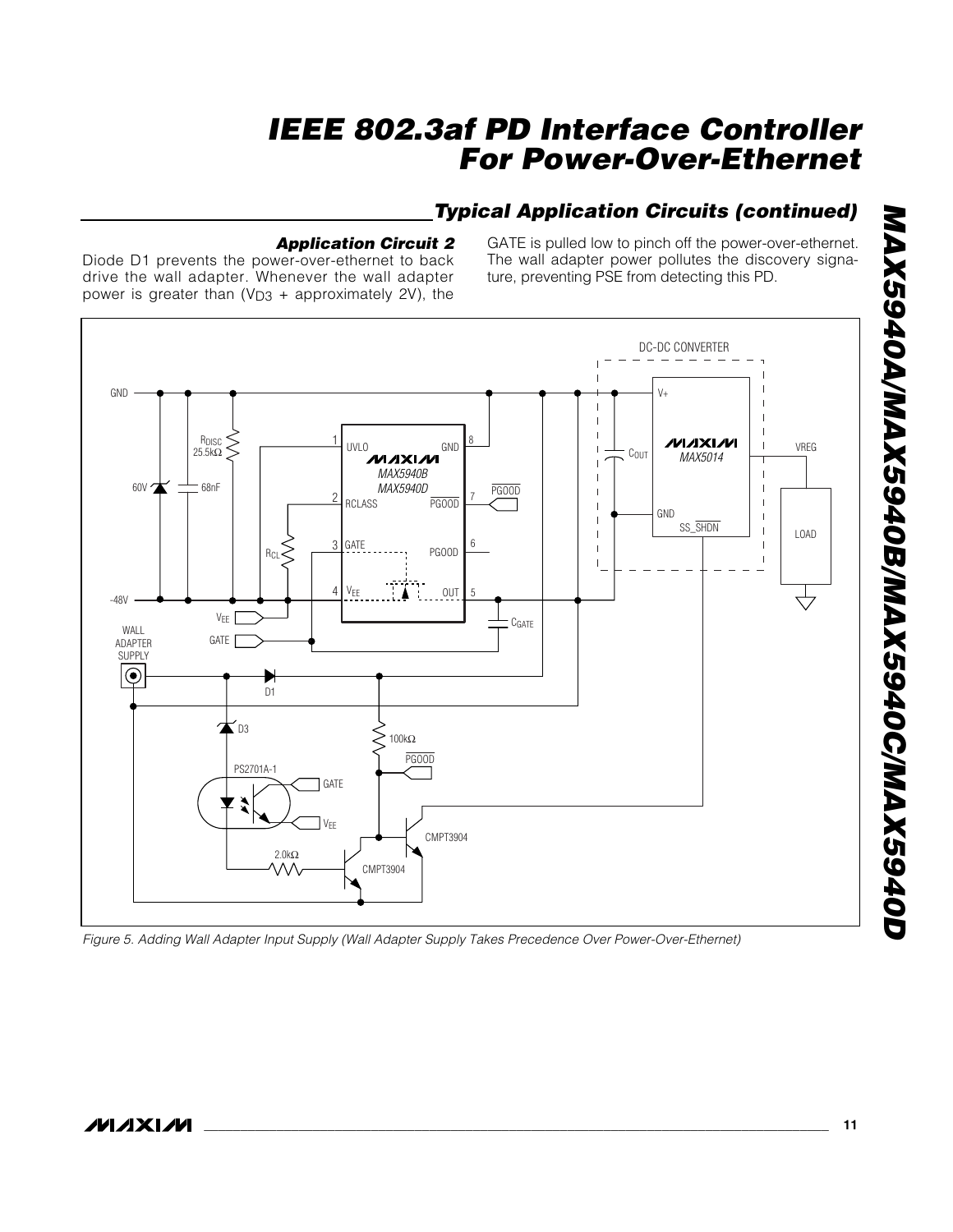## Typical Application Circuits (continued)

### Application Circuit 2

Diode D1 prevents the power-over-ethernet to back drive the wall adapter. Whenever the wall adapter power is greater than ($V_{D3}$ + approximately 2V), the GATE is pulled low to pinch off the power-over-ethernet. The wall adapter power pollutes the discovery signature, preventing PSE from detecting this PD.

*Figure 5. Adding Wall Adapter Input Supply (Wall Adapter Supply Takes Precedence Over Power-Over-Ethernet)*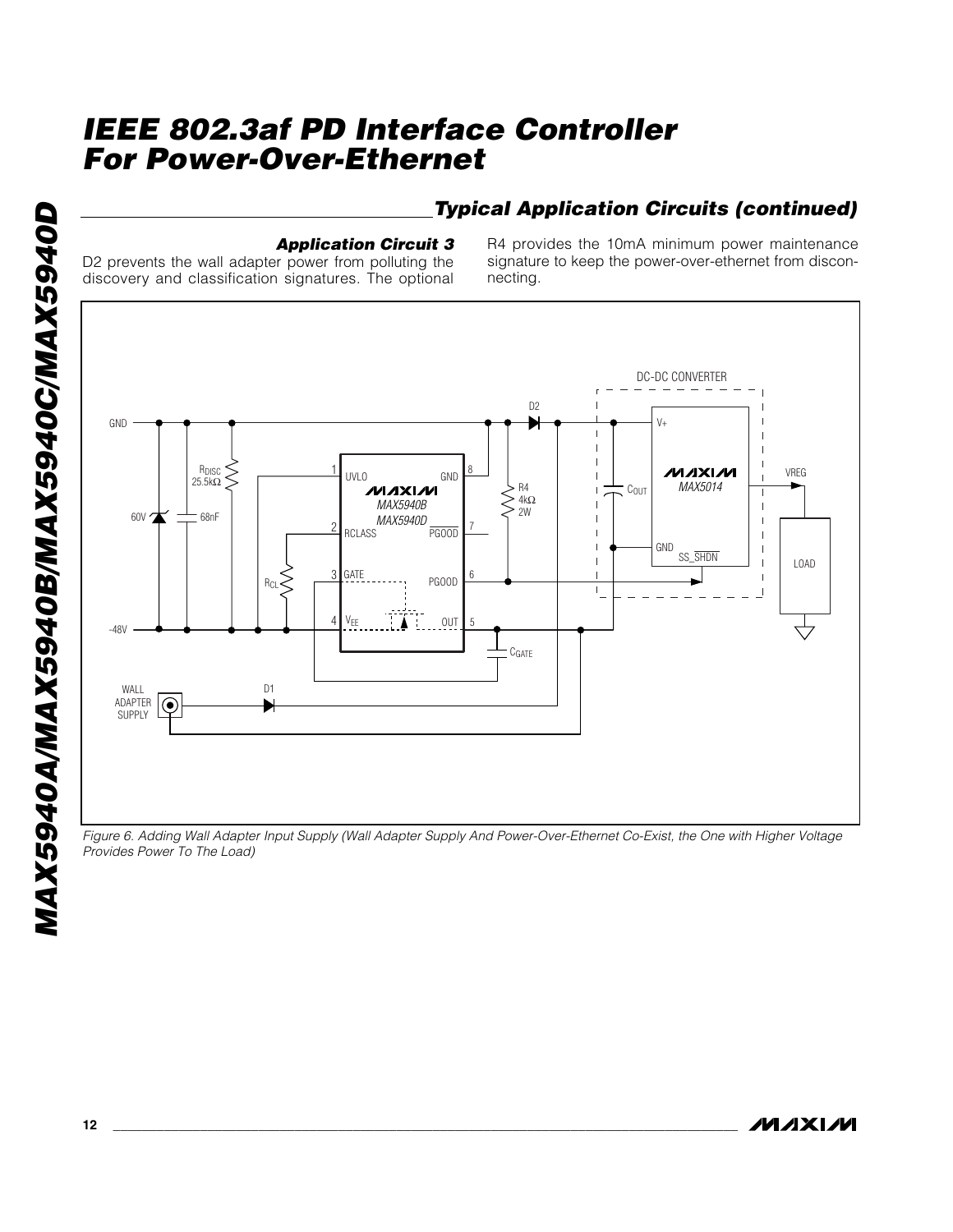## Typical Application Circuits (continued)

### Application Circuit 3

D2 prevents the wall adapter power from polluting the discovery and classification signatures. The optional R4 provides the 10mA minimum power maintenance signature to keep the power-over-ethernet from disconnecting.

*Figure 6. Adding Wall Adapter Input Supply (Wall Adapter Supply And Power-Over-Ethernet Co-Exist, the One with Higher Voltage Provides Power To The Load)*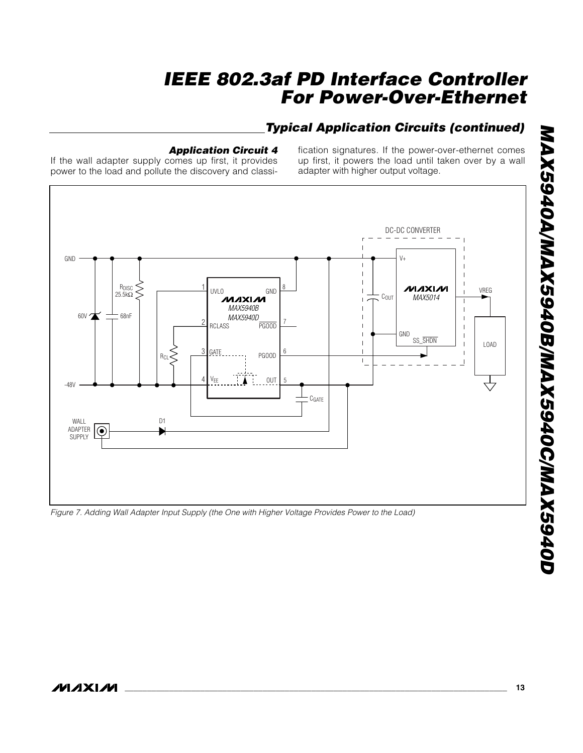## Typical Application Circuits (continued)

### Application Circuit 4

If the wall adapter supply comes up first, it provides power to the load and pollute the discovery and classification signatures. If the power-over-ethernet comes up first, it powers the load until taken over by a wall adapter with higher output voltage.

*Figure 7. Adding Wall Adapter Input Supply (the One with Higher Voltage Provides Power to the Load)*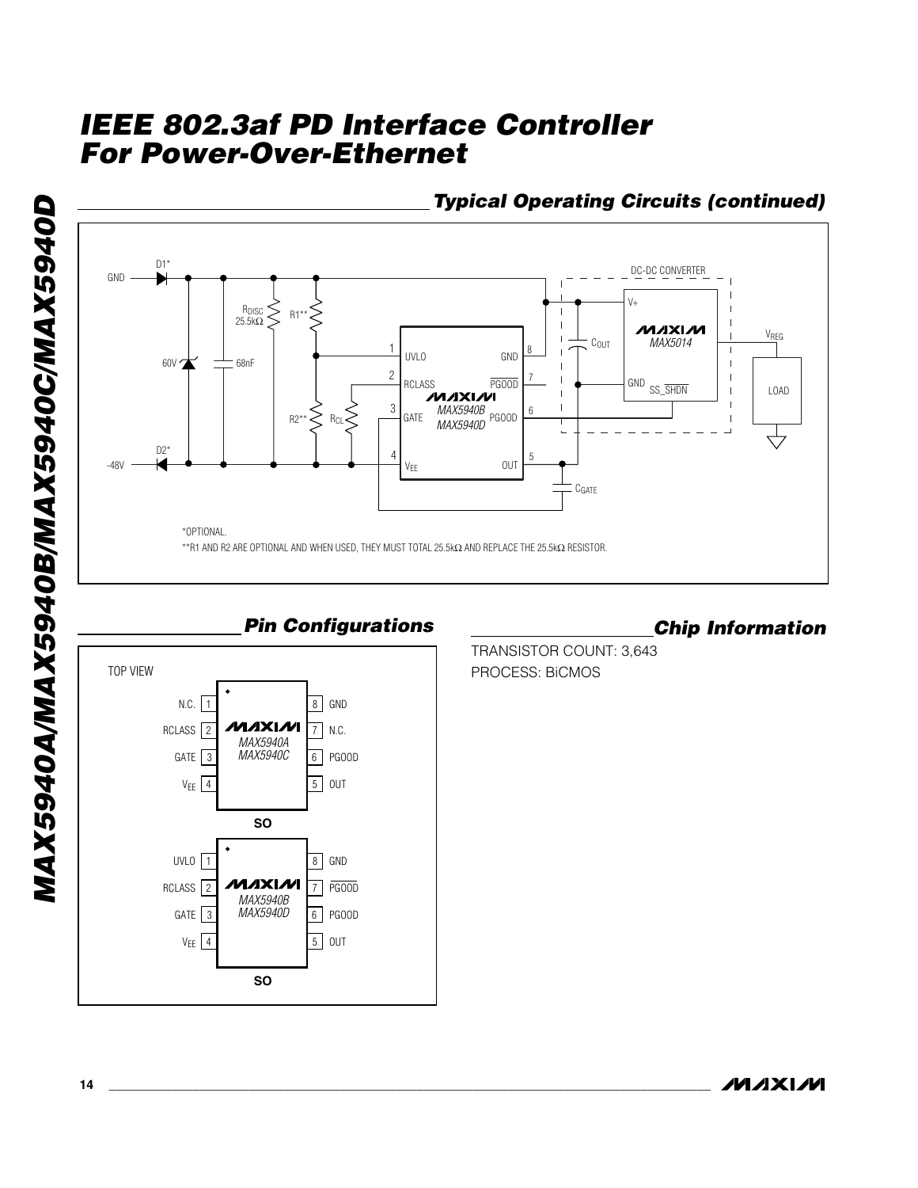## Typical Operating Circuits (continued)

*OPTIONAL.

**R1 AND R2 ARE OPTIONAL AND WHEN USED, THEY MUST TOTAL 25.5kΩ AND REPLACE THE 25.5kΩ RESISTOR.

## Pin Configurations

TOP VIEW

MAX5940A/MAX5940C (SO)

| Pin | Name | Pin | Name |
|---|---|---|---|
| 1 | N.C. | 8 | GND |
| 2 | RCLASS | 7 | N.C. |
| 3 | GATE | 6 | PGOOD |
| 4 | $V_{EE}$ | 5 | OUT |

MAX5940B/MAX5940D (SO)

| Pin | Name | Pin | Name |
|---|---|---|---|
| 1 | UVLO | 8 | GND |
| 2 | RCLASS | 7 | $\overline{PGOOD}$ |
| 3 | GATE | 6 | PGOOD |
| 4 | $V_{EE}$ | 5 | OUT |

## Chip Information

TRANSISTOR COUNT: 3,643

PROCESS: BiCMOS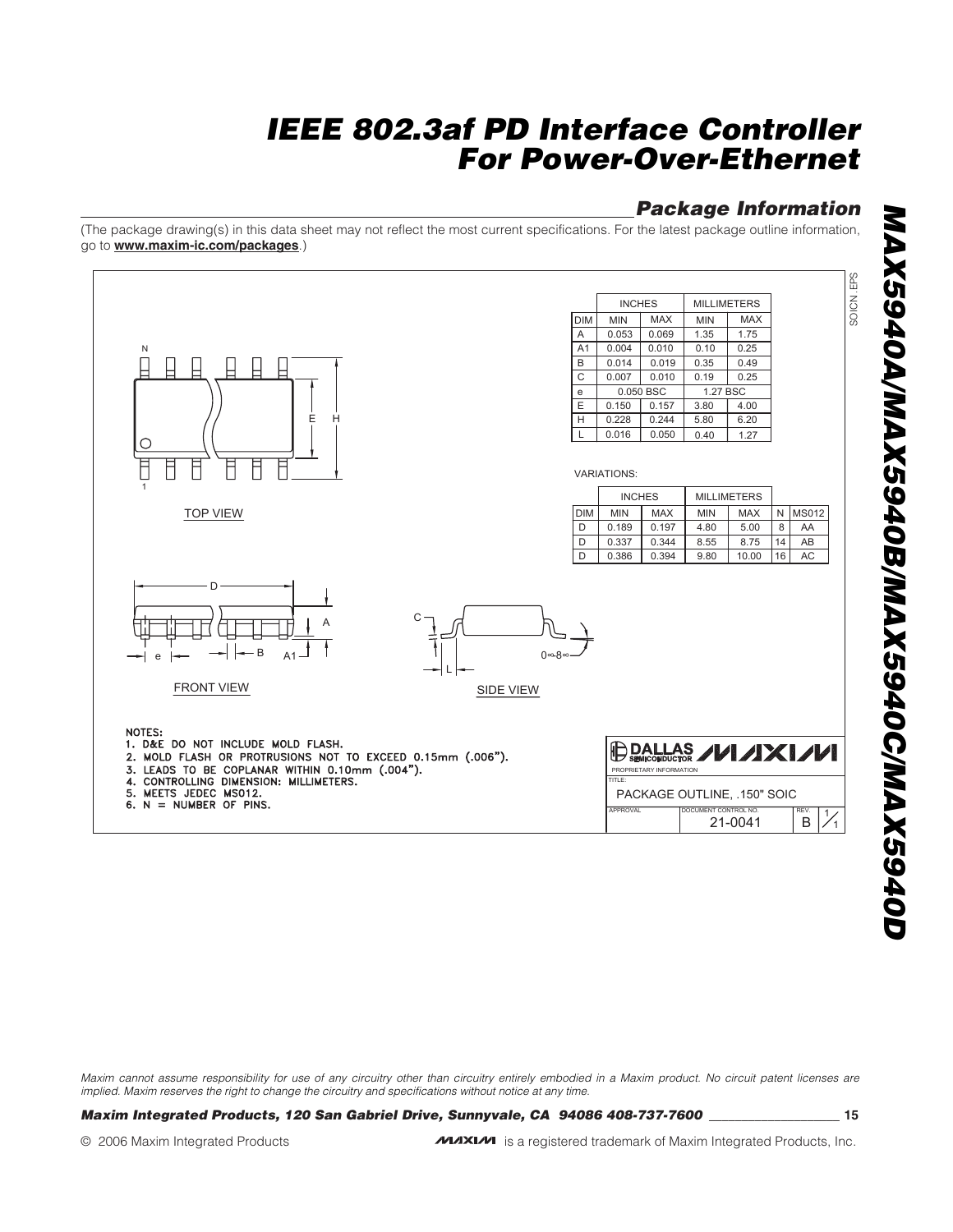## Package Information

(The package drawing(s) in this data sheet may not reflect the most current specifications. For the latest package outline information, go to **www.maxim-ic.com/packages**.)

| DIM | INCHES MIN | INCHES MAX | MILLIMETERS MIN | MILLIMETERS MAX |
|---|---|---|---|---|
| A | 0.053 | 0.069 | 1.35 | 1.75 |
| A1 | 0.004 | 0.010 | 0.10 | 0.25 |
| B | 0.014 | 0.019 | 0.35 | 0.49 |
| C | 0.007 | 0.010 | 0.19 | 0.25 |
| e | 0.050 BSC | | 1.27 BSC | |
| E | 0.150 | 0.157 | 3.80 | 4.00 |
| H | 0.228 | 0.244 | 5.80 | 6.20 |
| L | 0.016 | 0.050 | 0.40 | 1.27 |

VARIATIONS:

| DIM | INCHES MIN | INCHES MAX | MILLIMETERS MIN | MILLIMETERS MAX | N | MS012 |
|---|---|---|---|---|---|---|
| D | 0.189 | 0.197 | 4.80 | 5.00 | 8 | AA |
| D | 0.337 | 0.344 | 8.55 | 8.75 | 14 | AB |
| D | 0.386 | 0.394 | 9.80 | 10.00 | 16 | AC |

TOP VIEW

FRONT VIEW

SIDE VIEW

NOTES:
1. D&E DO NOT INCLUDE MOLD FLASH.
2. MOLD FLASH OR PROTRUSIONS NOT TO EXCEED 0.15mm (.006").
3. LEADS TO BE COPLANAR WITHIN 0.10mm (.004").
4. CONTROLLING DIMENSION: MILLIMETERS.
5. MEETS JEDEC MS012.
6. N = NUMBER OF PINS.

DALLAS SEMICONDUCTOR MAXIM

PROPRIETARY INFORMATION

TITLE: PACKAGE OUTLINE, .150" SOIC

DOCUMENT CONTROL NO. 21-0041 REV. B 1/1

*Maxim cannot assume responsibility for use of any circuitry other than circuitry entirely embodied in a Maxim product. No circuit patent licenses are implied. Maxim reserves the right to change the circuitry and specifications without notice at any time.*

***Maxim Integrated Products, 120 San Gabriel Drive, Sunnyvale, CA 94086 408-737-7600***

© 2006 Maxim Integrated Products

MAXIM is a registered trademark of Maxim Integrated Products, Inc.